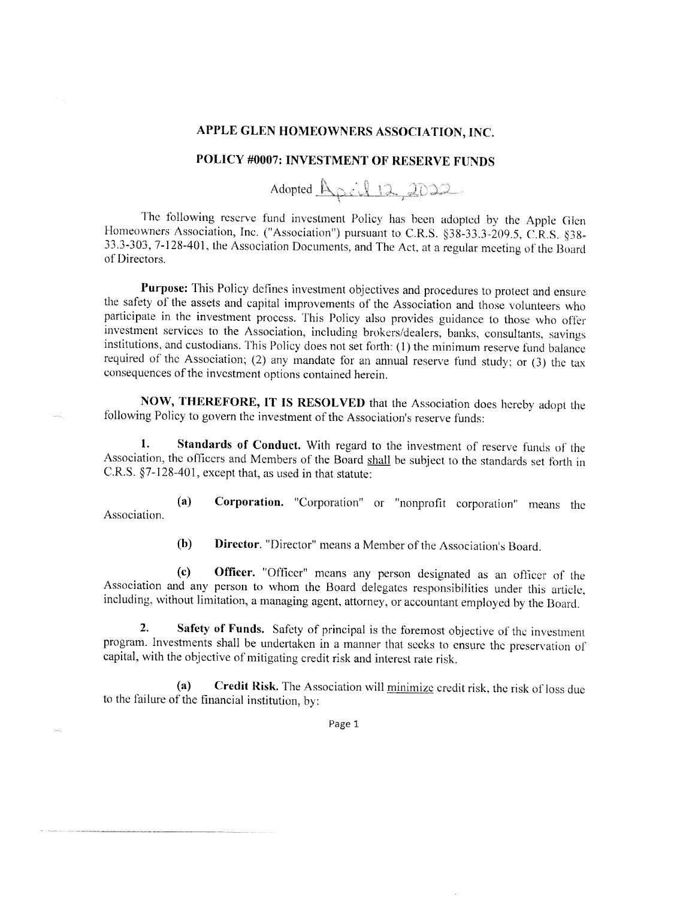# APPLE GLEN HOMEOWNERS ASSOCIATION, INC.

## POLICY #0007: INVESTMENT OF RESERVE FUNDS

Adopted April 12, 2022

The following reserve fund investment Policy has been adopted by the Apple Glen Homeowners Association, Inc. ("Association") pursuant to C.R.S. §38-33.3-209.5, C.R.S. §38-33.3-303, 7-128-401, the Association Documents, and The Act, at a regular meeting of the Board of Directors.

**Purpose:** This Policy defines investment objectives and procedures to protect and ensure the safety of the assets and capital improvements of the Association and those volunteers who participate in the investment process. This Policy also provides guidance to those who offer investment services to the Association, including brokers/dealers, banks, consultants, savings institutions, and custodians. This Policy does not set forth: (1) the minimum reserve fund balance required of the Association; (2) any mandate for an annual reserve fund study; or (3) the tax consequences of the investment options contained herein.

**NOW, THEREFORE, IT IS RESOLVED** that the Association does hereby adopt the following Policy to govern the investment of the Association's reserve funds:

**1. Standards of Conduct.** With regard to the investment of reserve funds of the Association, the officers and Members of the Board shall be subject to the standards set forth in C.R.S. §7-128-401, except that, as used in that statute:

**(a) Corporation.** "Corporation" or "nonprofit corporation" means the Association.

**(b) Director.** "Director" means a Member of the Association's Board.

**(c) Officer.** "Officer" means any person designated as an officer of the Association and any person to whom the Board delegates responsibilities under this article, including, without limitation, a managing agent, attorney, or accountant employed by the Board.

**2. Safety of Funds.** Safety of principal is the foremost objective of the investment program. Investments shall be undertaken in a manner that seeks to ensure the preservation of capital, with the objective of mitigating credit risk and interest rate risk.

**(a) Credit Risk.** The Association will minimize credit risk, the risk of loss due to the failure of the financial institution, by: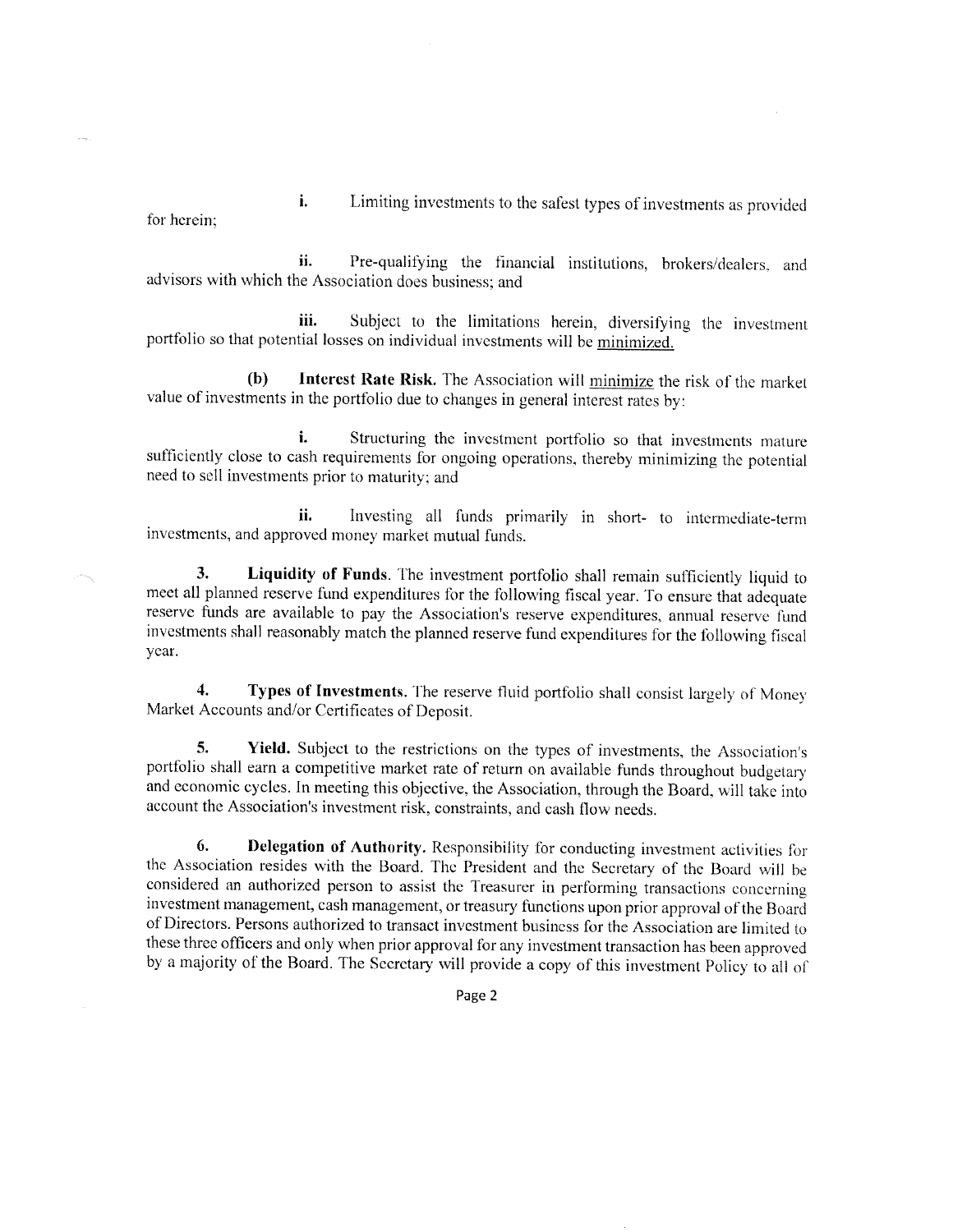i. Limiting investments to the safest types of investments as provided for herein;

ii. Pre-qualifying the financial institutions, brokers/dealers, and advisors with which the Association does business; and

iii. Subject to the limitations herein, diversifying the investment portfolio so that potential losses on individual investments will be <u>minimized.</u>

**(b) Interest Rate Risk.** The Association will <u>minimize</u> the risk of the market value of investments in the portfolio due to changes in general interest rates by:

i. Structuring the investment portfolio so that investments mature sufficiently close to cash requirements for ongoing operations, thereby minimizing the potential need to sell investments prior to maturity; and

ii. Investing all funds primarily in short- to intermediate-term investments, and approved money market mutual funds.

**3. Liquidity of Funds**. The investment portfolio shall remain sufficiently liquid to meet all planned reserve fund expenditures for the following fiscal year. To ensure that adequate reserve funds are available to pay the Association's reserve expenditures, annual reserve fund investments shall reasonably match the planned reserve fund expenditures for the following fiscal year.

**4. Types of Investments.** The reserve fluid portfolio shall consist largely of Money Market Accounts and/or Certificates of Deposit.

**5. Yield.** Subject to the restrictions on the types of investments, the Association's portfolio shall earn a competitive market rate of return on available funds throughout budgetary and economic cycles. In meeting this objective, the Association, through the Board, will take into account the Association's investment risk, constraints, and cash flow needs.

**6. Delegation of Authority.** Responsibility for conducting investment activities for the Association resides with the Board. The President and the Secretary of the Board will be considered an authorized person to assist the Treasurer in performing transactions concerning investment management, cash management, or treasury functions upon prior approval of the Board of Directors. Persons authorized to transact investment business for the Association are limited to these three officers and only when prior approval for any investment transaction has been approved by a majority of the Board. The Secretary will provide a copy of this investment Policy to all of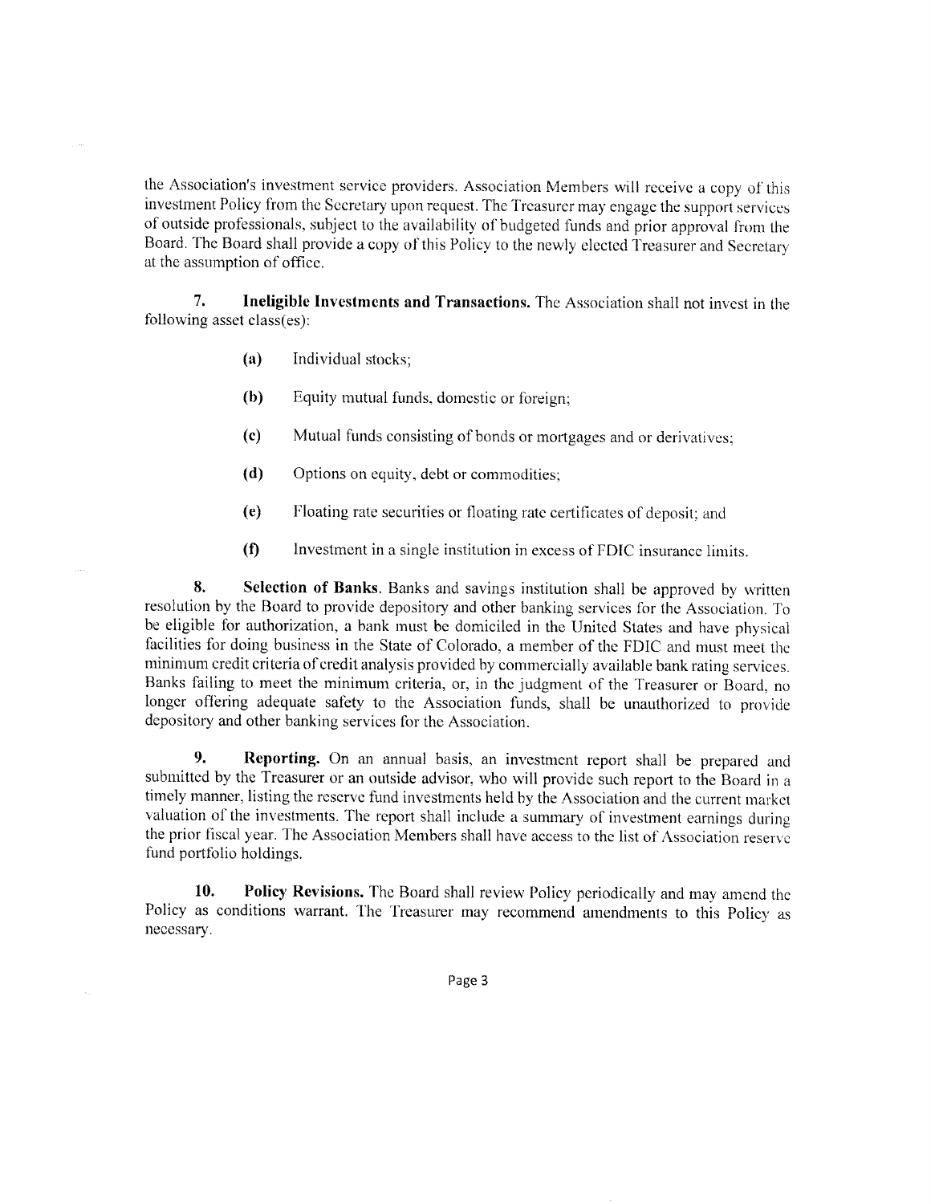the Association's investment service providers. Association Members will receive a copy of this investment Policy from the Secretary upon request. The Treasurer may engage the support services of outside professionals, subject to the availability of budgeted funds and prior approval from the Board. The Board shall provide a copy of this Policy to the newly elected Treasurer and Secretary at the assumption of office.

**7. Ineligible Investments and Transactions.** The Association shall not invest in the following asset class(es):

**(a)** Individual stocks;

**(b)** Equity mutual funds, domestic or foreign;

**(c)** Mutual funds consisting of bonds or mortgages and or derivatives;

**(d)** Options on equity, debt or commodities;

**(e)** Floating rate securities or floating rate certificates of deposit; and

**(f)** Investment in a single institution in excess of FDIC insurance limits.

**8. Selection of Banks.** Banks and savings institution shall be approved by written resolution by the Board to provide depository and other banking services for the Association. To be eligible for authorization, a bank must be domiciled in the United States and have physical facilities for doing business in the State of Colorado, a member of the FDIC and must meet the minimum credit criteria of credit analysis provided by commercially available bank rating services. Banks failing to meet the minimum criteria, or, in the judgment of the Treasurer or Board, no longer offering adequate safety to the Association funds, shall be unauthorized to provide depository and other banking services for the Association.

**9. Reporting.** On an annual basis, an investment report shall be prepared and submitted by the Treasurer or an outside advisor, who will provide such report to the Board in a timely manner, listing the reserve fund investments held by the Association and the current market valuation of the investments. The report shall include a summary of investment earnings during the prior fiscal year. The Association Members shall have access to the list of Association reserve fund portfolio holdings.

**10. Policy Revisions.** The Board shall review Policy periodically and may amend the Policy as conditions warrant. The Treasurer may recommend amendments to this Policy as necessary.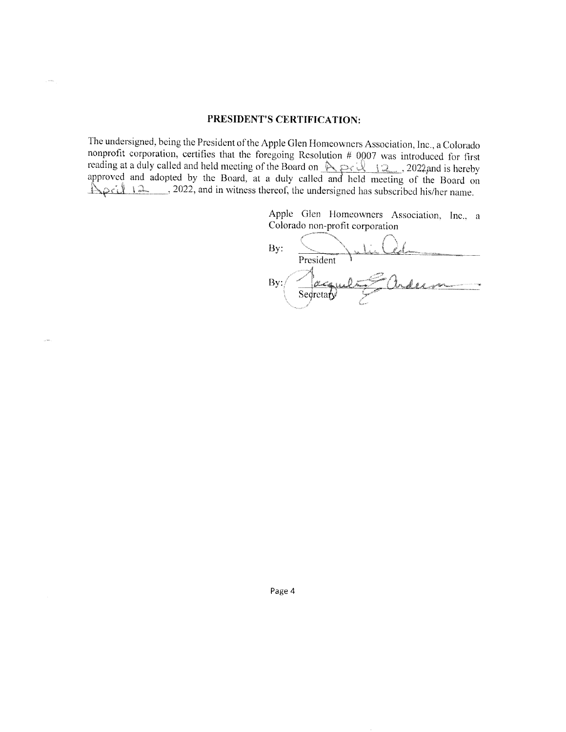## PRESIDENT'S CERTIFICATION:

The undersigned, being the President of the Apple Glen Homeowners Association, Inc., a Colorado nonprofit corporation, certifies that the foregoing Resolution # 0007 was introduced for first reading at a duly called and held meeting of the Board on April 12, 2022 and is hereby approved and adopted by the Board, at a duly called and held meeting of the Board on April 12, 2022, and in witness thereof, the undersigned has subscribed his/her name.

Apple Glen Homeowners Association, Inc., a Colorado non-profit corporation

By: ______________________
President

By: ______________________
Secretary